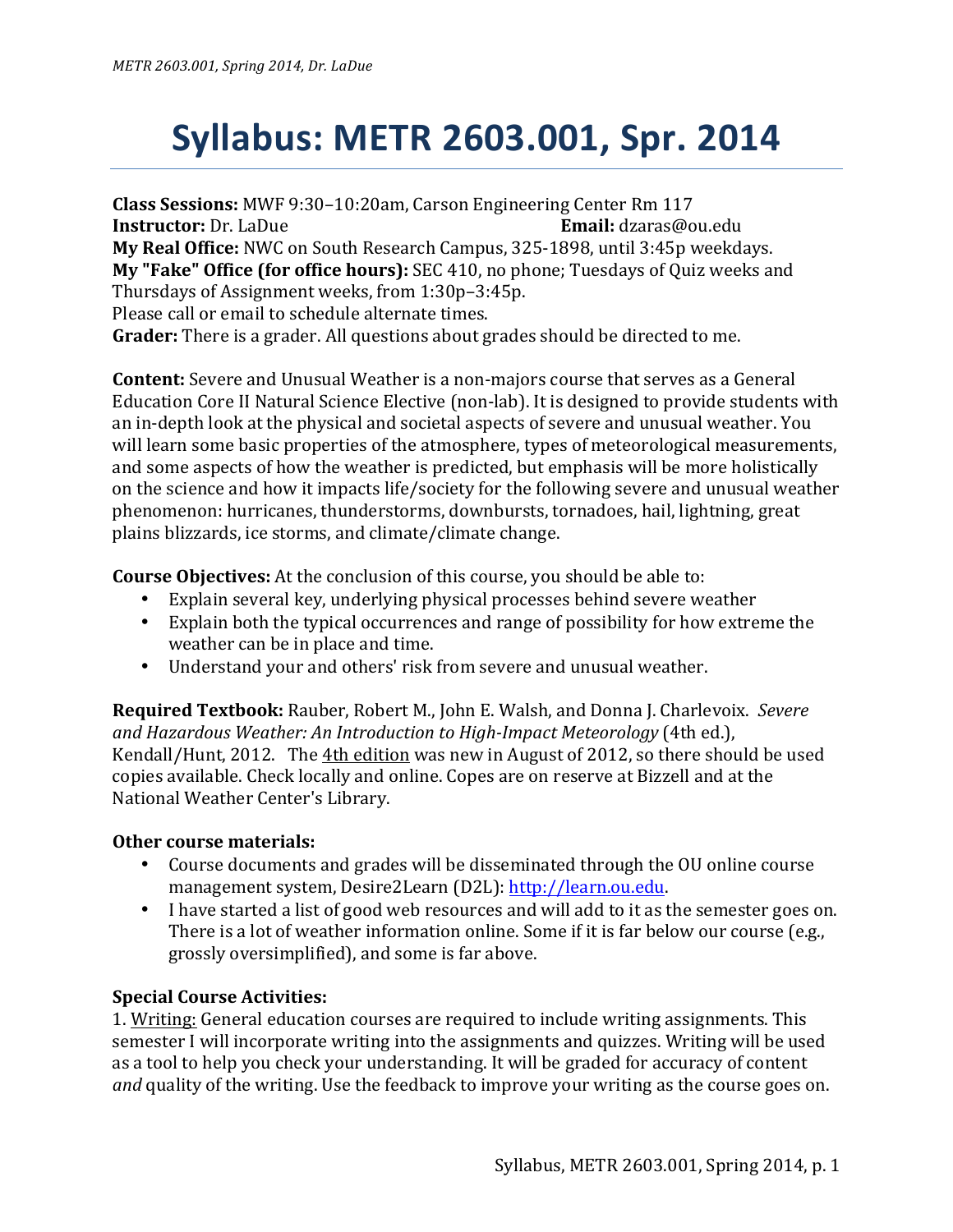# Syllabus: METR 2603.001, Spr. 2014

**Class Sessions:** MWF 9:30–10:20am, Carson Engineering Center Rm 117
**Instructor:** Dr. LaDue **Email:** dzaras@ou.edu
**My Real Office:** NWC on South Research Campus, 325-1898, until 3:45p weekdays.
**My "Fake" Office (for office hours):** SEC 410, no phone; Tuesdays of Quiz weeks and Thursdays of Assignment weeks, from 1:30p–3:45p.
Please call or email to schedule alternate times.
**Grader:** There is a grader. All questions about grades should be directed to me.

**Content:** Severe and Unusual Weather is a non-majors course that serves as a General Education Core II Natural Science Elective (non-lab). It is designed to provide students with an in-depth look at the physical and societal aspects of severe and unusual weather. You will learn some basic properties of the atmosphere, types of meteorological measurements, and some aspects of how the weather is predicted, but emphasis will be more holistically on the science and how it impacts life/society for the following severe and unusual weather phenomenon: hurricanes, thunderstorms, downbursts, tornadoes, hail, lightning, great plains blizzards, ice storms, and climate/climate change.

**Course Objectives:** At the conclusion of this course, you should be able to:

- Explain several key, underlying physical processes behind severe weather
- Explain both the typical occurrences and range of possibility for how extreme the weather can be in place and time.
- Understand your and others' risk from severe and unusual weather.

**Required Textbook:** Rauber, Robert M., John E. Walsh, and Donna J. Charlevoix. *Severe and Hazardous Weather: An Introduction to High-Impact Meteorology* (4th ed.), Kendall/Hunt, 2012. The 4th edition was new in August of 2012, so there should be used copies available. Check locally and online. Copes are on reserve at Bizzell and at the National Weather Center's Library.

**Other course materials:**

- Course documents and grades will be disseminated through the OU online course management system, Desire2Learn (D2L): http://learn.ou.edu.
- I have started a list of good web resources and will add to it as the semester goes on. There is a lot of weather information online. Some if it is far below our course (e.g., grossly oversimplified), and some is far above.

**Special Course Activities:**

1. Writing: General education courses are required to include writing assignments. This semester I will incorporate writing into the assignments and quizzes. Writing will be used as a tool to help you check your understanding. It will be graded for accuracy of content *and* quality of the writing. Use the feedback to improve your writing as the course goes on.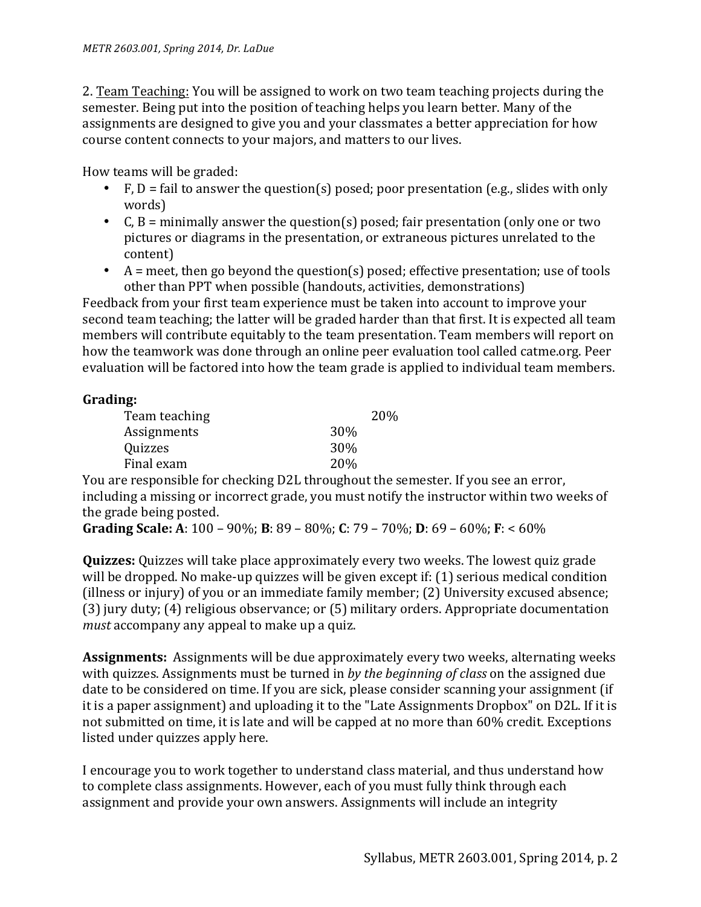2. Team Teaching: You will be assigned to work on two team teaching projects during the semester. Being put into the position of teaching helps you learn better. Many of the assignments are designed to give you and your classmates a better appreciation for how course content connects to your majors, and matters to our lives.

How teams will be graded:

- F, D = fail to answer the question(s) posed; poor presentation (e.g., slides with only words)
- C, B = minimally answer the question(s) posed; fair presentation (only one or two pictures or diagrams in the presentation, or extraneous pictures unrelated to the content)
- A = meet, then go beyond the question(s) posed; effective presentation; use of tools other than PPT when possible (handouts, activities, demonstrations)

Feedback from your first team experience must be taken into account to improve your second team teaching; the latter will be graded harder than that first. It is expected all team members will contribute equitably to the team presentation. Team members will report on how the teamwork was done through an online peer evaluation tool called catme.org. Peer evaluation will be factored into how the team grade is applied to individual team members.

**Grading:**

| | |
|---|---|
| Team teaching | 20% |
| Assignments | 30% |
| Quizzes | 30% |
| Final exam | 20% |

You are responsible for checking D2L throughout the semester. If you see an error, including a missing or incorrect grade, you must notify the instructor within two weeks of the grade being posted.

**Grading Scale: A**: 100 – 90%; **B**: 89 – 80%; **C**: 79 – 70%; **D**: 69 – 60%; **F**: < 60%

**Quizzes:** Quizzes will take place approximately every two weeks. The lowest quiz grade will be dropped. No make-up quizzes will be given except if: (1) serious medical condition (illness or injury) of you or an immediate family member; (2) University excused absence; (3) jury duty; (4) religious observance; or (5) military orders. Appropriate documentation *must* accompany any appeal to make up a quiz.

**Assignments:** Assignments will be due approximately every two weeks, alternating weeks with quizzes. Assignments must be turned in *by the beginning of class* on the assigned due date to be considered on time. If you are sick, please consider scanning your assignment (if it is a paper assignment) and uploading it to the "Late Assignments Dropbox" on D2L. If it is not submitted on time, it is late and will be capped at no more than 60% credit. Exceptions listed under quizzes apply here.

I encourage you to work together to understand class material, and thus understand how to complete class assignments. However, each of you must fully think through each assignment and provide your own answers. Assignments will include an integrity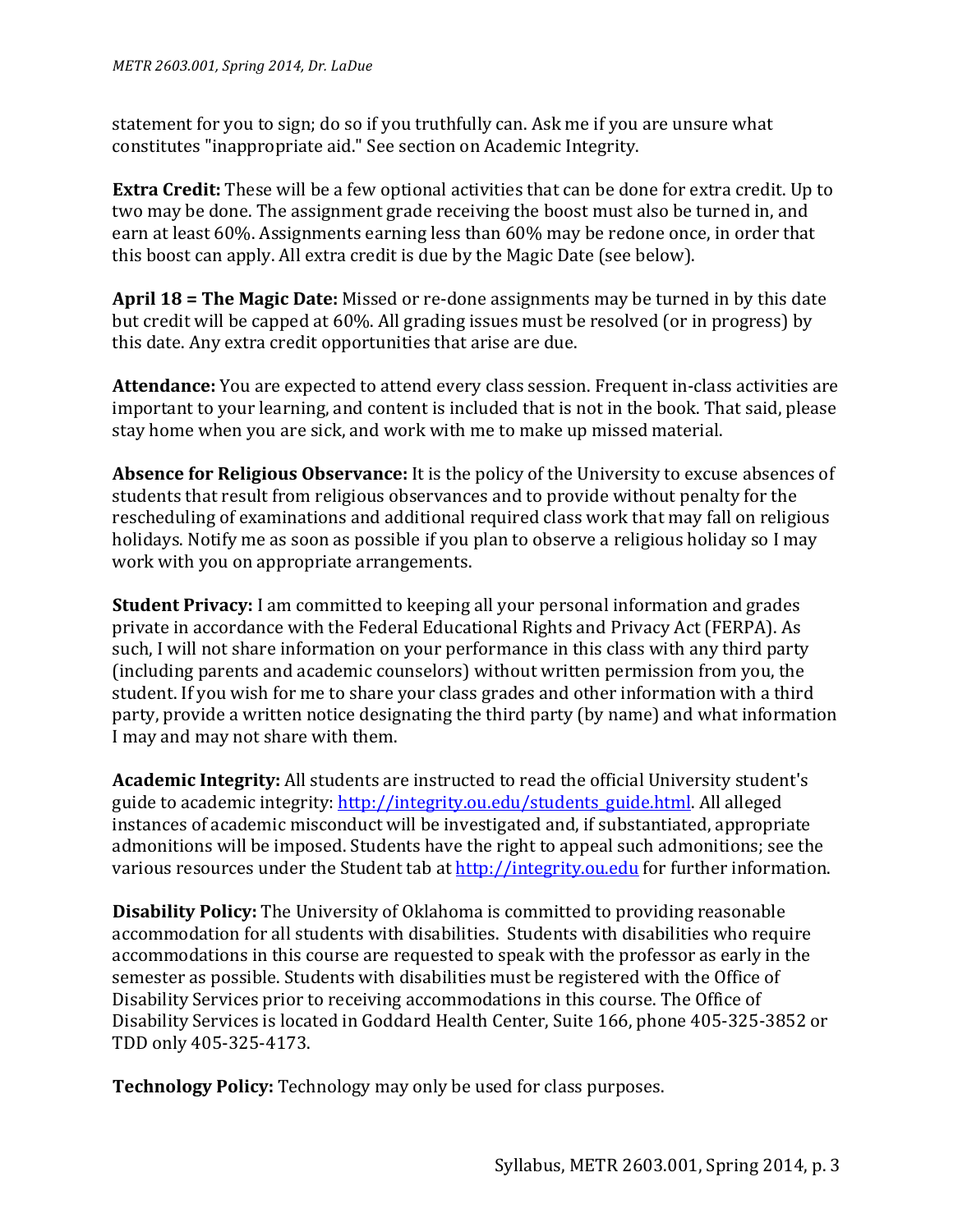statement for you to sign; do so if you truthfully can. Ask me if you are unsure what constitutes "inappropriate aid." See section on Academic Integrity.

**Extra Credit:** These will be a few optional activities that can be done for extra credit. Up to two may be done. The assignment grade receiving the boost must also be turned in, and earn at least 60%. Assignments earning less than 60% may be redone once, in order that this boost can apply. All extra credit is due by the Magic Date (see below).

**April 18 = The Magic Date:** Missed or re-done assignments may be turned in by this date but credit will be capped at 60%. All grading issues must be resolved (or in progress) by this date. Any extra credit opportunities that arise are due.

**Attendance:** You are expected to attend every class session. Frequent in-class activities are important to your learning, and content is included that is not in the book. That said, please stay home when you are sick, and work with me to make up missed material.

**Absence for Religious Observance:** It is the policy of the University to excuse absences of students that result from religious observances and to provide without penalty for the rescheduling of examinations and additional required class work that may fall on religious holidays. Notify me as soon as possible if you plan to observe a religious holiday so I may work with you on appropriate arrangements.

**Student Privacy:** I am committed to keeping all your personal information and grades private in accordance with the Federal Educational Rights and Privacy Act (FERPA). As such, I will not share information on your performance in this class with any third party (including parents and academic counselors) without written permission from you, the student. If you wish for me to share your class grades and other information with a third party, provide a written notice designating the third party (by name) and what information I may and may not share with them.

**Academic Integrity:** All students are instructed to read the official University student's guide to academic integrity: http://integrity.ou.edu/students_guide.html. All alleged instances of academic misconduct will be investigated and, if substantiated, appropriate admonitions will be imposed. Students have the right to appeal such admonitions; see the various resources under the Student tab at http://integrity.ou.edu for further information.

**Disability Policy:** The University of Oklahoma is committed to providing reasonable accommodation for all students with disabilities. Students with disabilities who require accommodations in this course are requested to speak with the professor as early in the semester as possible. Students with disabilities must be registered with the Office of Disability Services prior to receiving accommodations in this course. The Office of Disability Services is located in Goddard Health Center, Suite 166, phone 405-325-3852 or TDD only 405-325-4173.

**Technology Policy:** Technology may only be used for class purposes.